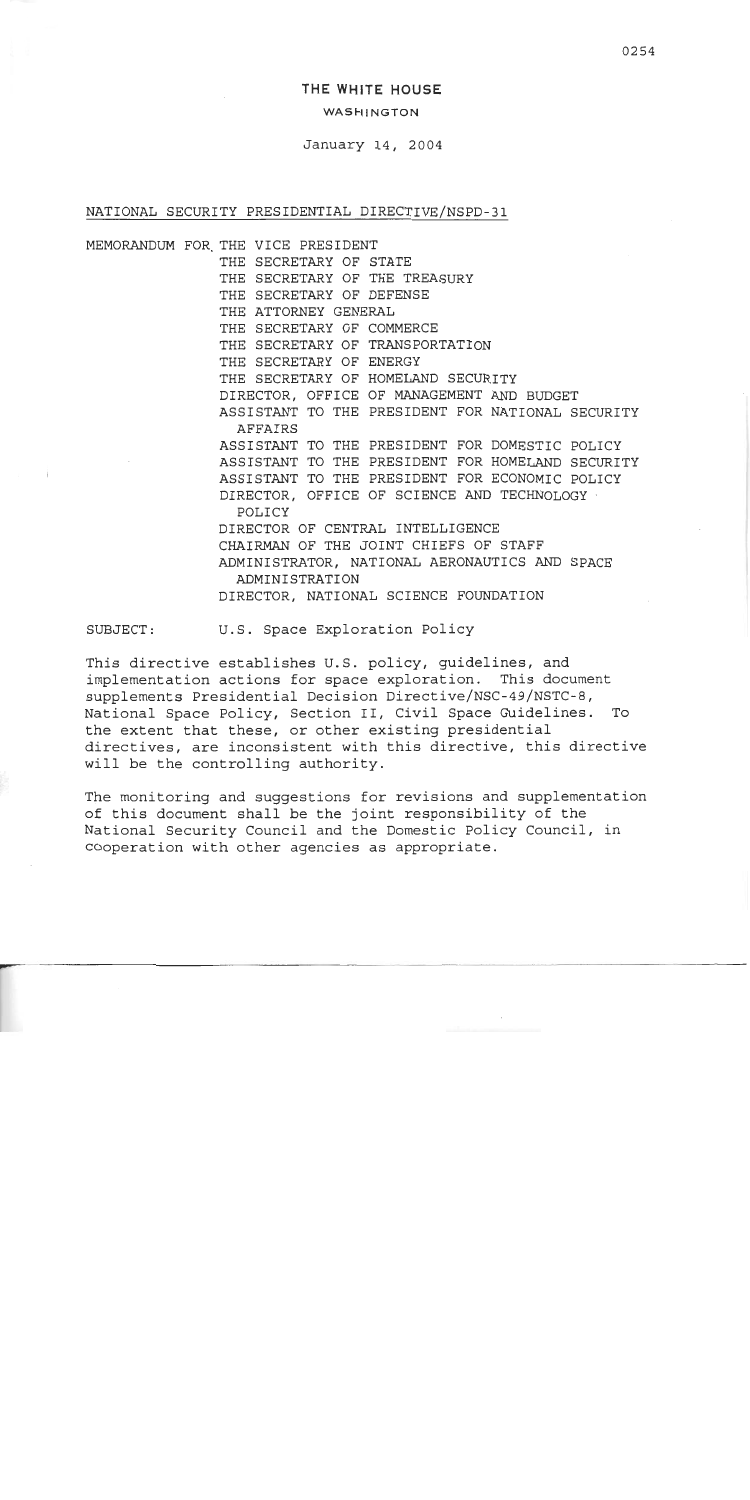**THE WHITE HOUSE**

WASHINGTON

January 14, 2004

NATIONAL SECURITY PRESIDENTIAL DIRECTIVE/NSPD-31

MEMORANDUM FOR THE VICE PRESIDENT
THE SECRETARY OF STATE
THE SECRETARY OF THE TREASURY
THE SECRETARY OF DEFENSE
THE ATTORNEY GENERAL
THE SECRETARY OF COMMERCE
THE SECRETARY OF TRANSPORTATION
THE SECRETARY OF ENERGY
THE SECRETARY OF HOMELAND SECURITY
DIRECTOR, OFFICE OF MANAGEMENT AND BUDGET
ASSISTANT TO THE PRESIDENT FOR NATIONAL SECURITY AFFAIRS
ASSISTANT TO THE PRESIDENT FOR DOMESTIC POLICY
ASSISTANT TO THE PRESIDENT FOR HOMELAND SECURITY
ASSISTANT TO THE PRESIDENT FOR ECONOMIC POLICY
DIRECTOR, OFFICE OF SCIENCE AND TECHNOLOGY POLICY
DIRECTOR OF CENTRAL INTELLIGENCE
CHAIRMAN OF THE JOINT CHIEFS OF STAFF
ADMINISTRATOR, NATIONAL AERONAUTICS AND SPACE ADMINISTRATION
DIRECTOR, NATIONAL SCIENCE FOUNDATION

SUBJECT: U.S. Space Exploration Policy

This directive establishes U.S. policy, guidelines, and implementation actions for space exploration. This document supplements Presidential Decision Directive/NSC-49/NSTC-8, National Space Policy, Section II, Civil Space Guidelines. To the extent that these, or other existing presidential directives, are inconsistent with this directive, this directive will be the controlling authority.

The monitoring and suggestions for revisions and supplementation of this document shall be the joint responsibility of the National Security Council and the Domestic Policy Council, in cooperation with other agencies as appropriate.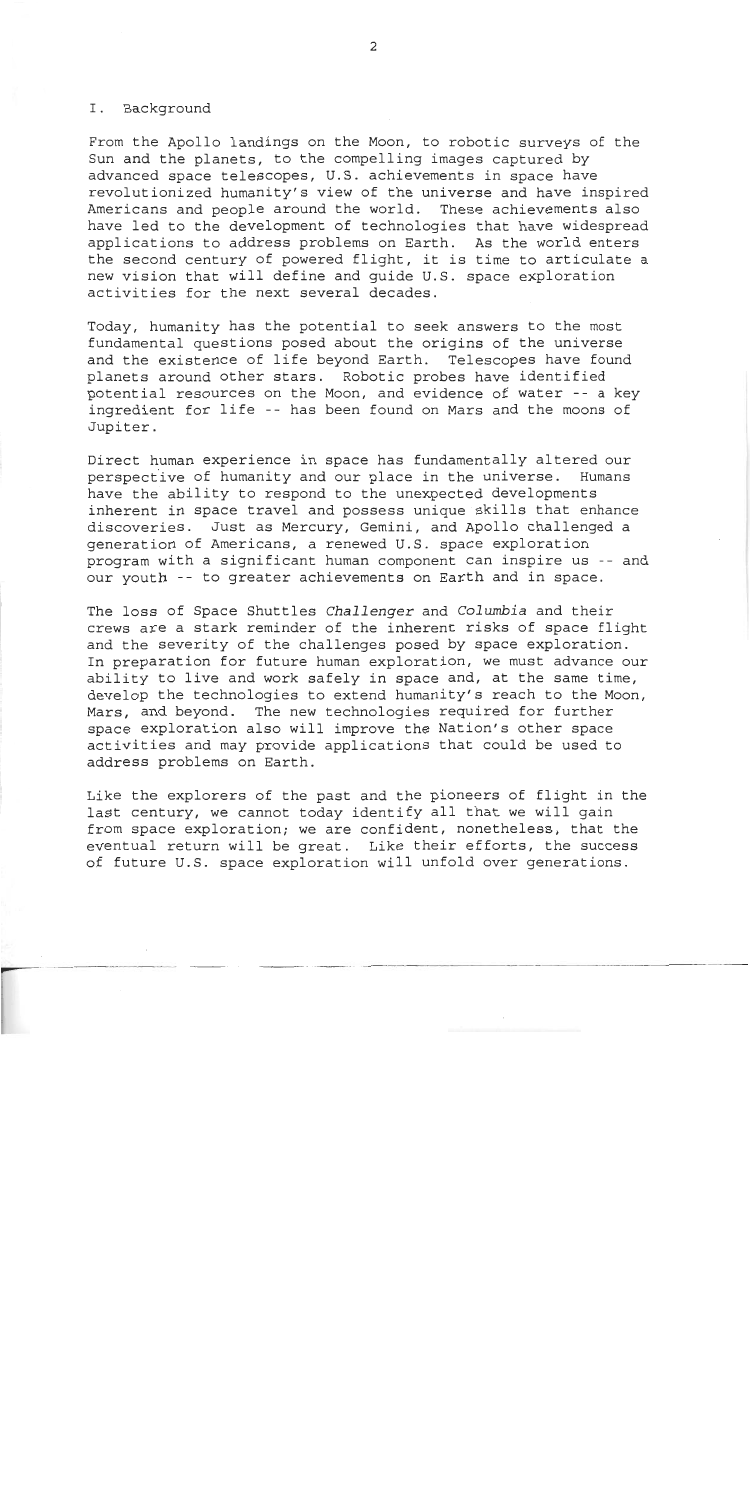## I. Background

From the Apollo landings on the Moon, to robotic surveys of the Sun and the planets, to the compelling images captured by advanced space telescopes, U.S. achievements in space have revolutionized humanity's view of the universe and have inspired Americans and people around the world. These achievements also have led to the development of technologies that have widespread applications to address problems on Earth. As the world enters the second century of powered flight, it is time to articulate a new vision that will define and guide U.S. space exploration activities for the next several decades.

Today, humanity has the potential to seek answers to the most fundamental questions posed about the origins of the universe and the existence of life beyond Earth. Telescopes have found planets around other stars. Robotic probes have identified potential resources on the Moon, and evidence of water -- a key ingredient for life -- has been found on Mars and the moons of Jupiter.

Direct human experience in space has fundamentally altered our perspective of humanity and our place in the universe. Humans have the ability to respond to the unexpected developments inherent in space travel and possess unique skills that enhance discoveries. Just as Mercury, Gemini, and Apollo challenged a generation of Americans, a renewed U.S. space exploration program with a significant human component can inspire us -- and our youth -- to greater achievements on Earth and in space.

The loss of Space Shuttles *Challenger* and *Columbia* and their crews are a stark reminder of the inherent risks of space flight and the severity of the challenges posed by space exploration. In preparation for future human exploration, we must advance our ability to live and work safely in space and, at the same time, develop the technologies to extend humanity's reach to the Moon, Mars, and beyond. The new technologies required for further space exploration also will improve the Nation's other space activities and may provide applications that could be used to address problems on Earth.

Like the explorers of the past and the pioneers of flight in the last century, we cannot today identify all that we will gain from space exploration; we are confident, nonetheless, that the eventual return will be great. Like their efforts, the success of future U.S. space exploration will unfold over generations.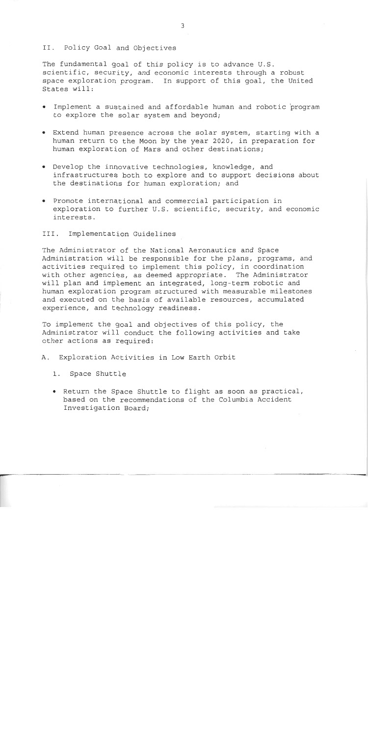## II. Policy Goal and Objectives

The fundamental goal of this policy is to advance U.S. scientific, security, and economic interests through a robust space exploration program. In support of this goal, the United States will:

- Implement a sustained and affordable human and robotic program to explore the solar system and beyond;
- Extend human presence across the solar system, starting with a human return to the Moon by the year 2020, in preparation for human exploration of Mars and other destinations;
- Develop the innovative technologies, knowledge, and infrastructures both to explore and to support decisions about the destinations for human exploration; and
- Promote international and commercial participation in exploration to further U.S. scientific, security, and economic interests.

## III. Implementation Guidelines

The Administrator of the National Aeronautics and Space Administration will be responsible for the plans, programs, and activities required to implement this policy, in coordination with other agencies, as deemed appropriate. The Administrator will plan and implement an integrated, long-term robotic and human exploration program structured with measurable milestones and executed on the basis of available resources, accumulated experience, and technology readiness.

To implement the goal and objectives of this policy, the Administrator will conduct the following activities and take other actions as required:

### A. Exploration Activities in Low Earth Orbit

#### 1. Space Shuttle

- Return the Space Shuttle to flight as soon as practical, based on the recommendations of the Columbia Accident Investigation Board;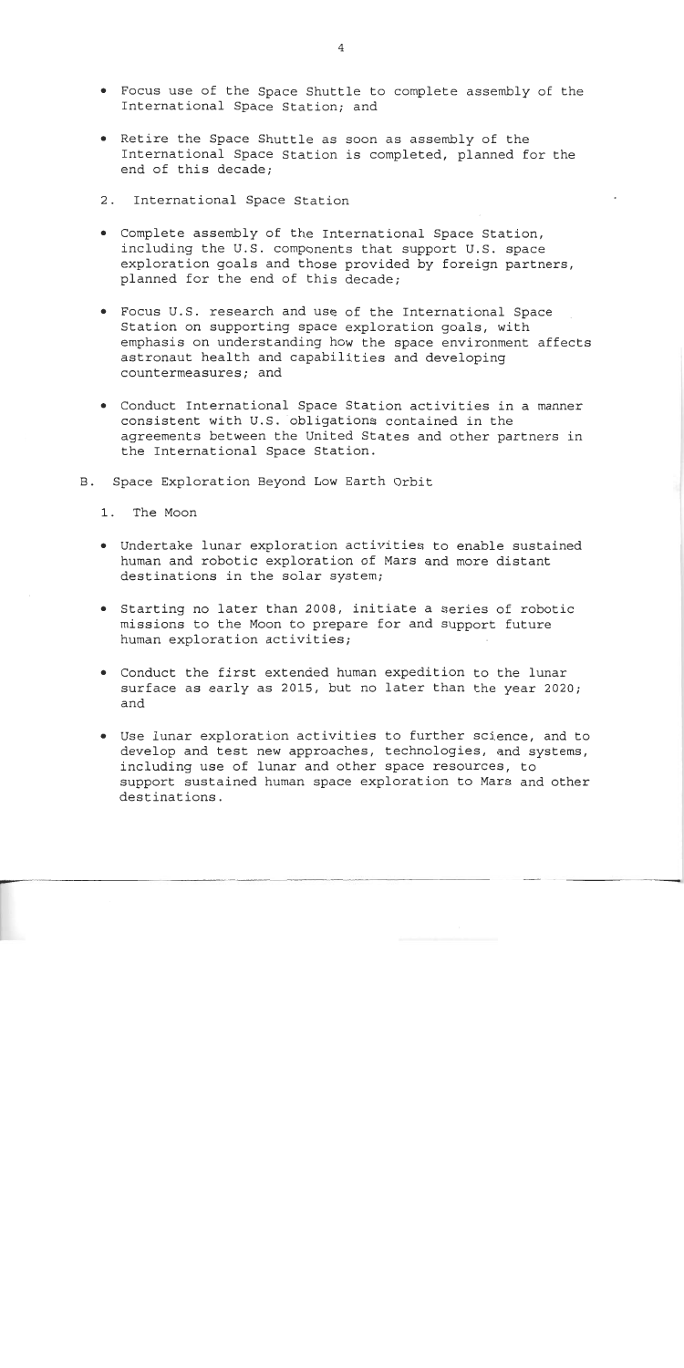- Focus use of the Space Shuttle to complete assembly of the International Space Station; and
- Retire the Space Shuttle as soon as assembly of the International Space Station is completed, planned for the end of this decade;

2. International Space Station

- Complete assembly of the International Space Station, including the U.S. components that support U.S. space exploration goals and those provided by foreign partners, planned for the end of this decade;
- Focus U.S. research and use of the International Space Station on supporting space exploration goals, with emphasis on understanding how the space environment affects astronaut health and capabilities and developing countermeasures; and
- Conduct International Space Station activities in a manner consistent with U.S. obligations contained in the agreements between the United States and other partners in the International Space Station.

B. Space Exploration Beyond Low Earth Orbit

1. The Moon

- Undertake lunar exploration activities to enable sustained human and robotic exploration of Mars and more distant destinations in the solar system;
- Starting no later than 2008, initiate a series of robotic missions to the Moon to prepare for and support future human exploration activities;
- Conduct the first extended human expedition to the lunar surface as early as 2015, but no later than the year 2020; and
- Use lunar exploration activities to further science, and to develop and test new approaches, technologies, and systems, including use of lunar and other space resources, to support sustained human space exploration to Mars and other destinations.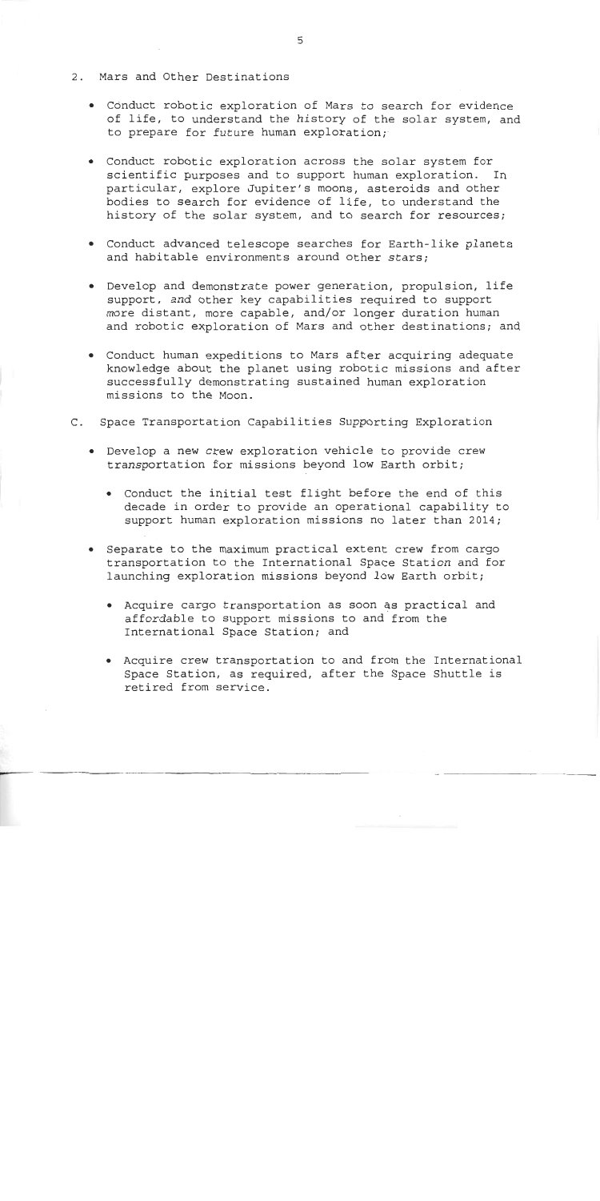2. Mars and Other Destinations

- Conduct robotic exploration of Mars to search for evidence of life, to understand the history of the solar system, and to prepare for future human exploration;
- Conduct robotic exploration across the solar system for scientific purposes and to support human exploration. In particular, explore Jupiter's moons, asteroids and other bodies to search for evidence of life, to understand the history of the solar system, and to search for resources;
- Conduct advanced telescope searches for Earth-like planets and habitable environments around other stars;
- Develop and demonstrate power generation, propulsion, life support, and other key capabilities required to support more distant, more capable, and/or longer duration human and robotic exploration of Mars and other destinations; and
- Conduct human expeditions to Mars after acquiring adequate knowledge about the planet using robotic missions and after successfully demonstrating sustained human exploration missions to the Moon.

C. Space Transportation Capabilities Supporting Exploration

- Develop a new crew exploration vehicle to provide crew transportation for missions beyond low Earth orbit;
  - Conduct the initial test flight before the end of this decade in order to provide an operational capability to support human exploration missions no later than 2014;
- Separate to the maximum practical extent crew from cargo transportation to the International Space Station and for launching exploration missions beyond low Earth orbit;
  - Acquire cargo transportation as soon as practical and affordable to support missions to and from the International Space Station; and
  - Acquire crew transportation to and from the International Space Station, as required, after the Space Shuttle is retired from service.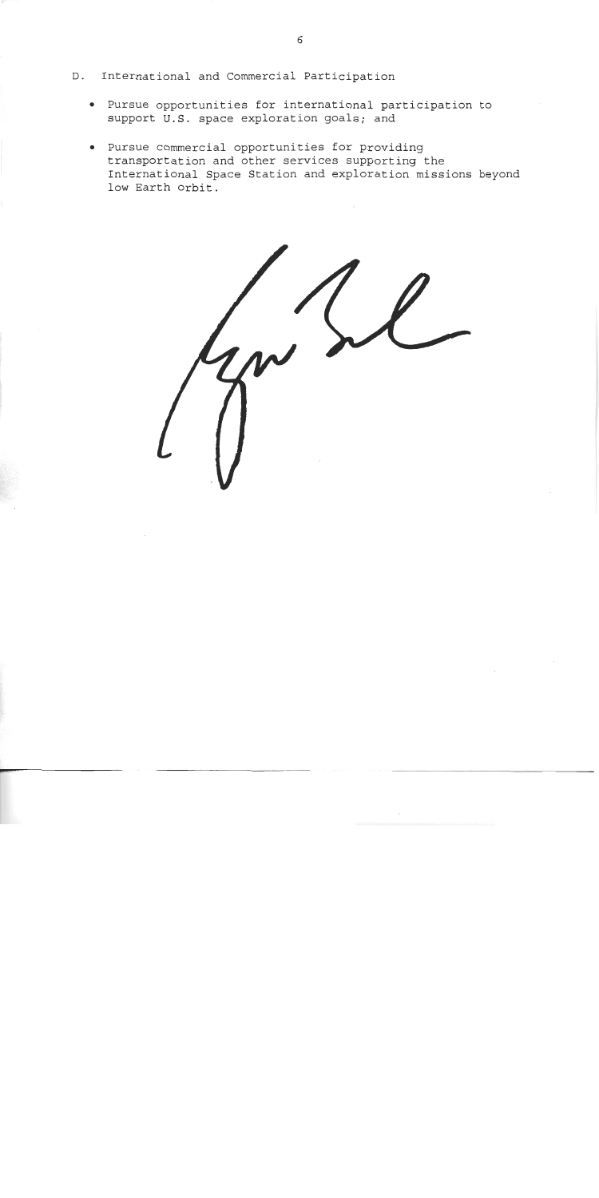D. International and Commercial Participation

- Pursue opportunities for international participation to support U.S. space exploration goals; and
- Pursue commercial opportunities for providing transportation and other services supporting the International Space Station and exploration missions beyond low Earth orbit.